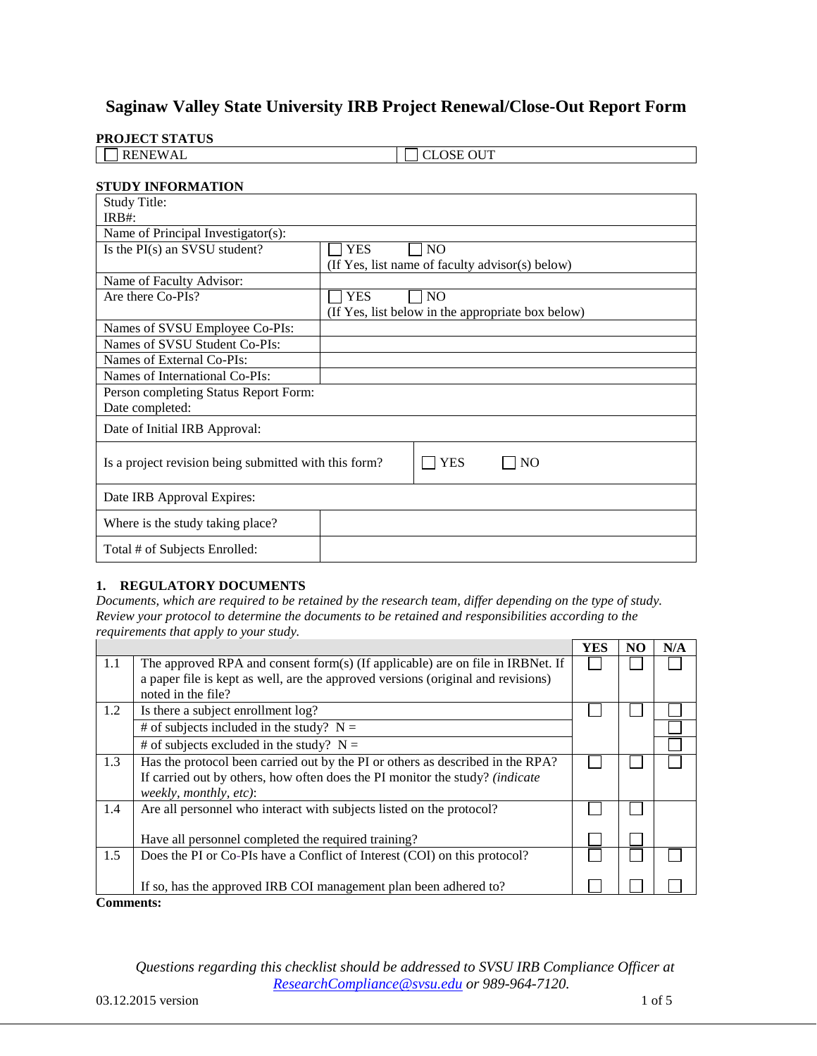# Saginaw Valley State University IRB Project Renewal/Close-Out Report Form

**PROJECT STATUS**

| ☐ RENEWAL | ☐ CLOSE OUT |
|---|---|

**STUDY INFORMATION**

| | |
|---|---|
| Study Title: <br> IRB#: | |
| Name of Principal Investigator(s): | |
| Is the PI(s) an SVSU student? | ☐ YES ☐ NO <br> (If Yes, list name of faculty advisor(s) below) |
| Name of Faculty Advisor: | |
| Are there Co-PIs? | ☐ YES ☐ NO <br> (If Yes, list below in the appropriate box below) |
| Names of SVSU Employee Co-PIs: | |
| Names of SVSU Student Co-PIs: | |
| Names of External Co-PIs: | |
| Names of International Co-PIs: | |
| Person completing Status Report Form: <br> Date completed: | |
| Date of Initial IRB Approval: | |
| Is a project revision being submitted with this form? | ☐ YES ☐ NO |
| Date IRB Approval Expires: | |
| Where is the study taking place? | |
| Total # of Subjects Enrolled: | |

## 1. REGULATORY DOCUMENTS

*Documents, which are required to be retained by the research team, differ depending on the type of study. Review your protocol to determine the documents to be retained and responsibilities according to the requirements that apply to your study.*

| | | YES | NO | N/A |
|---|---|---|---|---|
| 1.1 | The approved RPA and consent form(s) (If applicable) are on file in IRBNet. If a paper file is kept as well, are the approved versions (original and revisions) noted in the file? | ☐ | ☐ | ☐ |
| 1.2 | Is there a subject enrollment log? | ☐ | ☐ | ☐ |
| | # of subjects included in the study? N = | | | ☐ |
| | # of subjects excluded in the study? N = | | | ☐ |
| 1.3 | Has the protocol been carried out by the PI or others as described in the RPA? If carried out by others, how often does the PI monitor the study? *(indicate weekly, monthly, etc)*: | ☐ | ☐ | ☐ |
| 1.4 | Are all personnel who interact with subjects listed on the protocol? | ☐ | ☐ | |
| | Have all personnel completed the required training? | ☐ | ☐ | |
| 1.5 | Does the PI or Co-PIs have a Conflict of Interest (COI) on this protocol? | ☐ | ☐ | ☐ |
| | If so, has the approved IRB COI management plan been adhered to? | ☐ | ☐ | ☐ |

**Comments:**

*Questions regarding this checklist should be addressed to SVSU IRB Compliance Officer at ResearchCompliance@svsu.edu or 989-964-7120.*

03.12.2015 version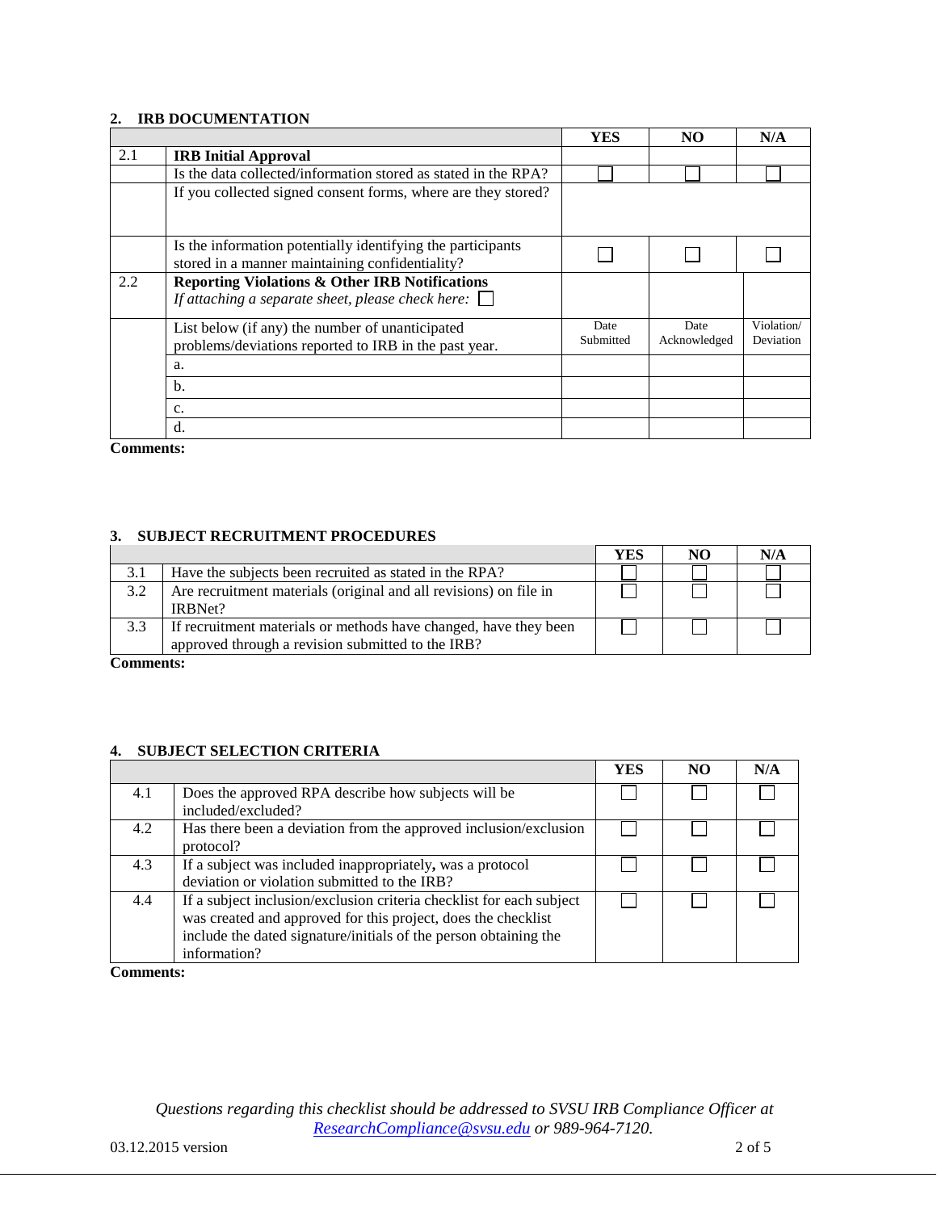## 2. IRB DOCUMENTATION

| | | YES | NO | N/A |
|---|---|---|---|---|
| 2.1 | **IRB Initial Approval** | | | |
| | Is the data collected/information stored as stated in the RPA? | ☐ | ☐ | ☐ |
| | If you collected signed consent forms, where are they stored? | | | |
| | Is the information potentially identifying the participants stored in a manner maintaining confidentiality? | ☐ | ☐ | ☐ |
| 2.2 | **Reporting Violations & Other IRB Notifications** *If attaching a separate sheet, please check here:* ☐ | | | |
| | List below (if any) the number of unanticipated problems/deviations reported to IRB in the past year. | Date Submitted | Date Acknowledged | Violation/ Deviation |
| | a. | | | |
| | b. | | | |
| | c. | | | |
| | d. | | | |

**Comments:**

## 3. SUBJECT RECRUITMENT PROCEDURES

| | | YES | NO | N/A |
|---|---|---|---|---|
| 3.1 | Have the subjects been recruited as stated in the RPA? | ☐ | ☐ | ☐ |
| 3.2 | Are recruitment materials (original and all revisions) on file in IRBNet? | ☐ | ☐ | ☐ |
| 3.3 | If recruitment materials or methods have changed, have they been approved through a revision submitted to the IRB? | ☐ | ☐ | ☐ |

**Comments:**

## 4. SUBJECT SELECTION CRITERIA

| | | YES | NO | N/A |
|---|---|---|---|---|
| 4.1 | Does the approved RPA describe how subjects will be included/excluded? | ☐ | ☐ | ☐ |
| 4.2 | Has there been a deviation from the approved inclusion/exclusion protocol? | ☐ | ☐ | ☐ |
| 4.3 | If a subject was included inappropriately**,** was a protocol deviation or violation submitted to the IRB? | ☐ | ☐ | ☐ |
| 4.4 | If a subject inclusion/exclusion criteria checklist for each subject was created and approved for this project, does the checklist include the dated signature/initials of the person obtaining the information? | ☐ | ☐ | ☐ |

**Comments:**

*Questions regarding this checklist should be addressed to SVSU IRB Compliance Officer at [ResearchCompliance@svsu.edu](mailto:ResearchCompliance@svsu.edu) or 989-964-7120.*

03.12.2015 version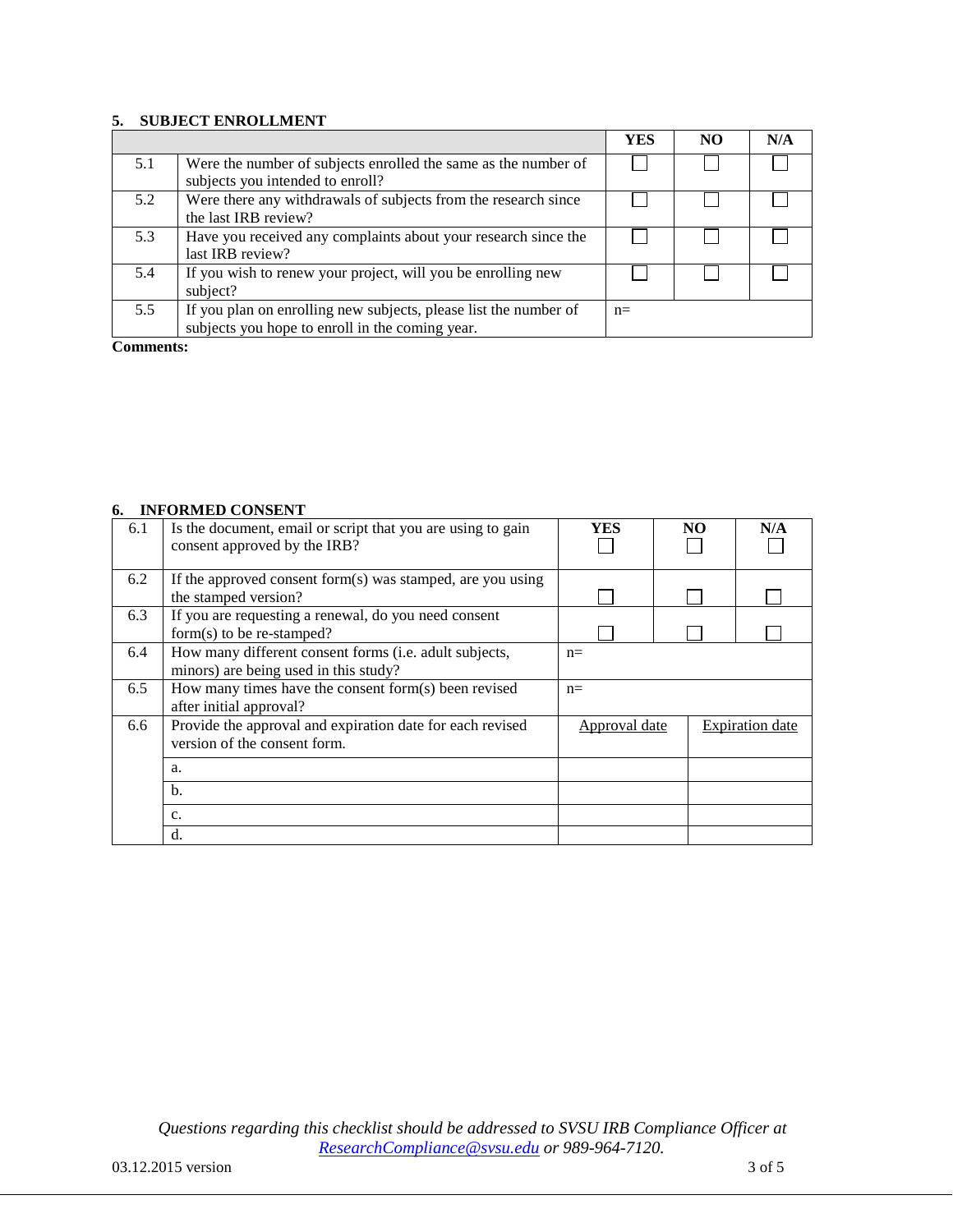### 5. SUBJECT ENROLLMENT

| | | YES | NO | N/A |
|---|---|---|---|---|
| 5.1 | Were the number of subjects enrolled the same as the number of subjects you intended to enroll? | ☐ | ☐ | ☐ |
| 5.2 | Were there any withdrawals of subjects from the research since the last IRB review? | ☐ | ☐ | ☐ |
| 5.3 | Have you received any complaints about your research since the last IRB review? | ☐ | ☐ | ☐ |
| 5.4 | If you wish to renew your project, will you be enrolling new subject? | ☐ | ☐ | ☐ |
| 5.5 | If you plan on enrolling new subjects, please list the number of subjects you hope to enroll in the coming year. | n= | | |

**Comments:**

### 6. INFORMED CONSENT

| | | YES | NO | N/A |
|---|---|---|---|---|
| 6.1 | Is the document, email or script that you are using to gain consent approved by the IRB? | ☐ | ☐ | ☐ |
| 6.2 | If the approved consent form(s) was stamped, are you using the stamped version? | ☐ | ☐ | ☐ |
| 6.3 | If you are requesting a renewal, do you need consent form(s) to be re-stamped? | ☐ | ☐ | ☐ |
| 6.4 | How many different consent forms (i.e. adult subjects, minors) are being used in this study? | n= | | |
| 6.5 | How many times have the consent form(s) been revised after initial approval? | n= | | |
| 6.6 | Provide the approval and expiration date for each revised version of the consent form. | Approval date | Expiration date | |
| | a. | | | |
| | b. | | | |
| | c. | | | |
| | d. | | | |

*Questions regarding this checklist should be addressed to SVSU IRB Compliance Officer at ResearchCompliance@svsu.edu or 989-964-7120.*

03.12.2015 version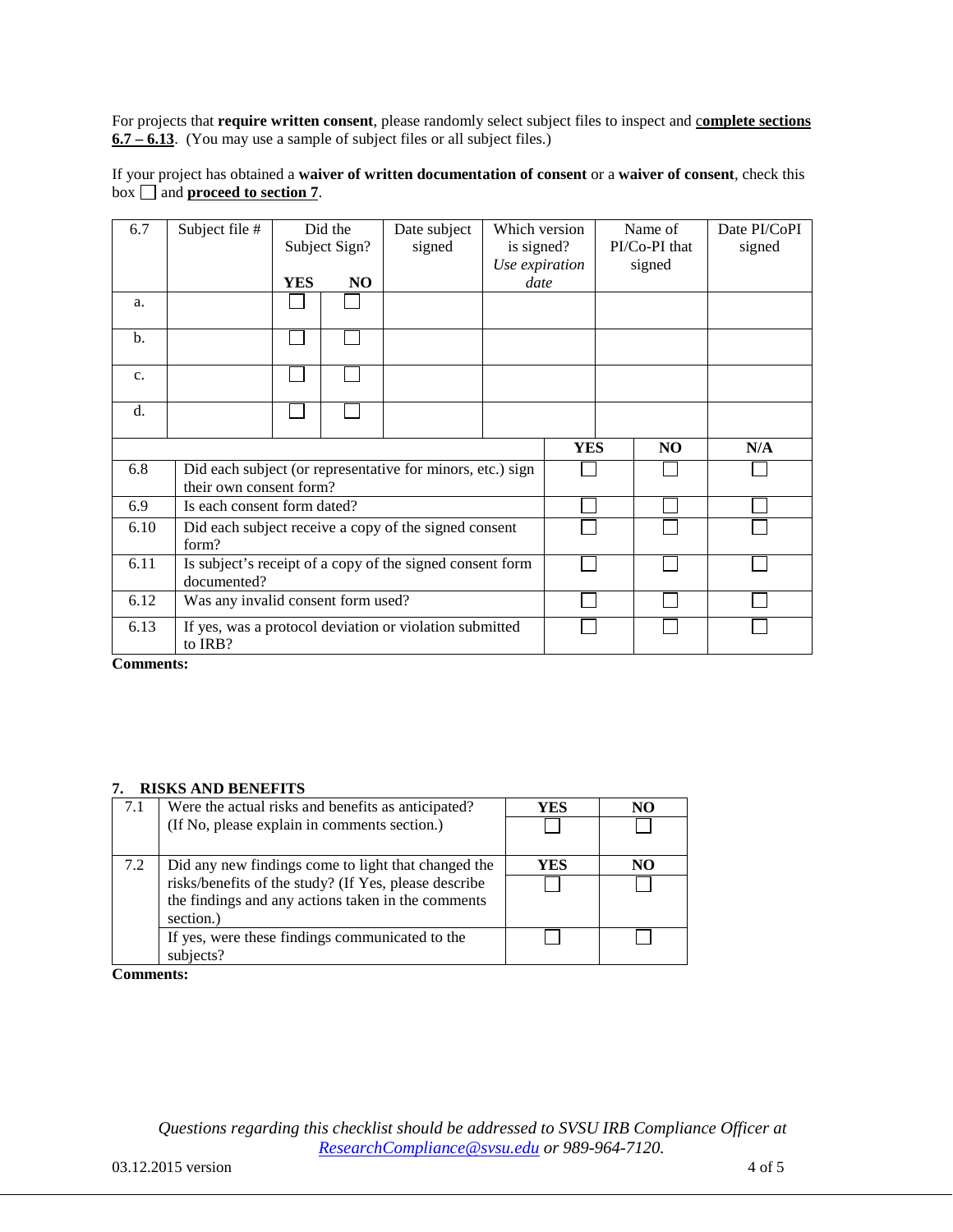For projects that **require written consent**, please randomly select subject files to inspect and **complete sections 6.7 – 6.13**. (You may use a sample of subject files or all subject files.)

If your project has obtained a **waiver of written documentation of consent** or a **waiver of consent**, check this box ☐ and **proceed to section 7**.

| 6.7 | Subject file # | Did the Subject Sign? YES | NO | Date subject signed | Which version is signed? *Use expiration date* | Name of PI/Co-PI that signed | Date PI/CoPI signed |
|---|---|---|---|---|---|---|---|
| a. | | ☐ | ☐ | | | | |
| b. | | ☐ | ☐ | | | | |
| c. | | ☐ | ☐ | | | | |
| d. | | ☐ | ☐ | | | | |

| | | YES | NO | N/A |
|---|---|---|---|---|
| 6.8 | Did each subject (or representative for minors, etc.) sign their own consent form? | ☐ | ☐ | ☐ |
| 6.9 | Is each consent form dated? | ☐ | ☐ | ☐ |
| 6.10 | Did each subject receive a copy of the signed consent form? | ☐ | ☐ | ☐ |
| 6.11 | Is subject's receipt of a copy of the signed consent form documented? | ☐ | ☐ | ☐ |
| 6.12 | Was any invalid consent form used? | ☐ | ☐ | ☐ |
| 6.13 | If yes, was a protocol deviation or violation submitted to IRB? | ☐ | ☐ | ☐ |

**Comments:**

## 7. RISKS AND BENEFITS

| | | YES | NO |
|---|---|---|---|
| 7.1 | Were the actual risks and benefits as anticipated? (If No, please explain in comments section.) | ☐ | ☐ |
| 7.2 | Did any new findings come to light that changed the risks/benefits of the study? (If Yes, please describe the findings and any actions taken in the comments section.) | ☐ | ☐ |
| | If yes, were these findings communicated to the subjects? | ☐ | ☐ |

**Comments:**

*Questions regarding this checklist should be addressed to SVSU IRB Compliance Officer at [ResearchCompliance@svsu.edu](mailto:ResearchCompliance@svsu.edu) or 989-964-7120.*

03.12.2015 version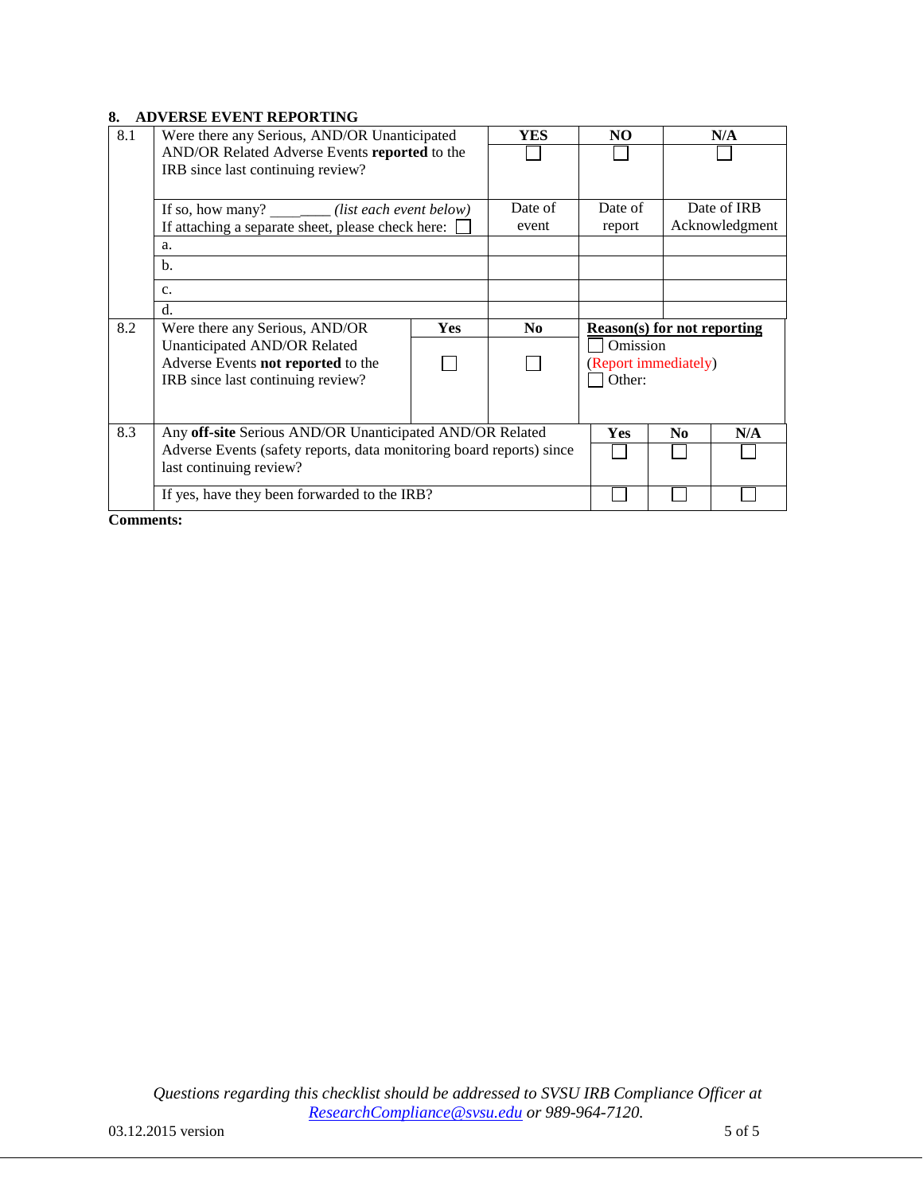**8. ADVERSE EVENT REPORTING**

| | | | | |
|---|---|---|---|---|
| 8.1 | Were there any Serious, AND/OR Unanticipated AND/OR Related Adverse Events **reported** to the IRB since last continuing review? | **YES** ☐ | **NO** ☐ | **N/A** ☐ |
| | If so, how many? ________ *(list each event below)* If attaching a separate sheet, please check here: ☐ | Date of event | Date of report | Date of IRB Acknowledgment |
| | a. | | | |
| | b. | | | |
| | c. | | | |
| | d. | | | |

| | | | | |
|---|---|---|---|---|
| 8.2 | Were there any Serious, AND/OR Unanticipated AND/OR Related Adverse Events **not reported** to the IRB since last continuing review? | **Yes** ☐ | **No** ☐ | **Reason(s) for not reporting** ☐ Omission (Report immediately) ☐ Other: |

| | | | | |
|---|---|---|---|---|
| 8.3 | Any **off-site** Serious AND/OR Unanticipated AND/OR Related Adverse Events (safety reports, data monitoring board reports) since last continuing review? | **Yes** ☐ | **No** ☐ | **N/A** ☐ |
| | If yes, have they been forwarded to the IRB? | ☐ | ☐ | ☐ |

**Comments:**

*Questions regarding this checklist should be addressed to SVSU IRB Compliance Officer at [ResearchCompliance@svsu.edu](mailto:ResearchCompliance@svsu.edu) or 989-964-7120.*

03.12.2015 version